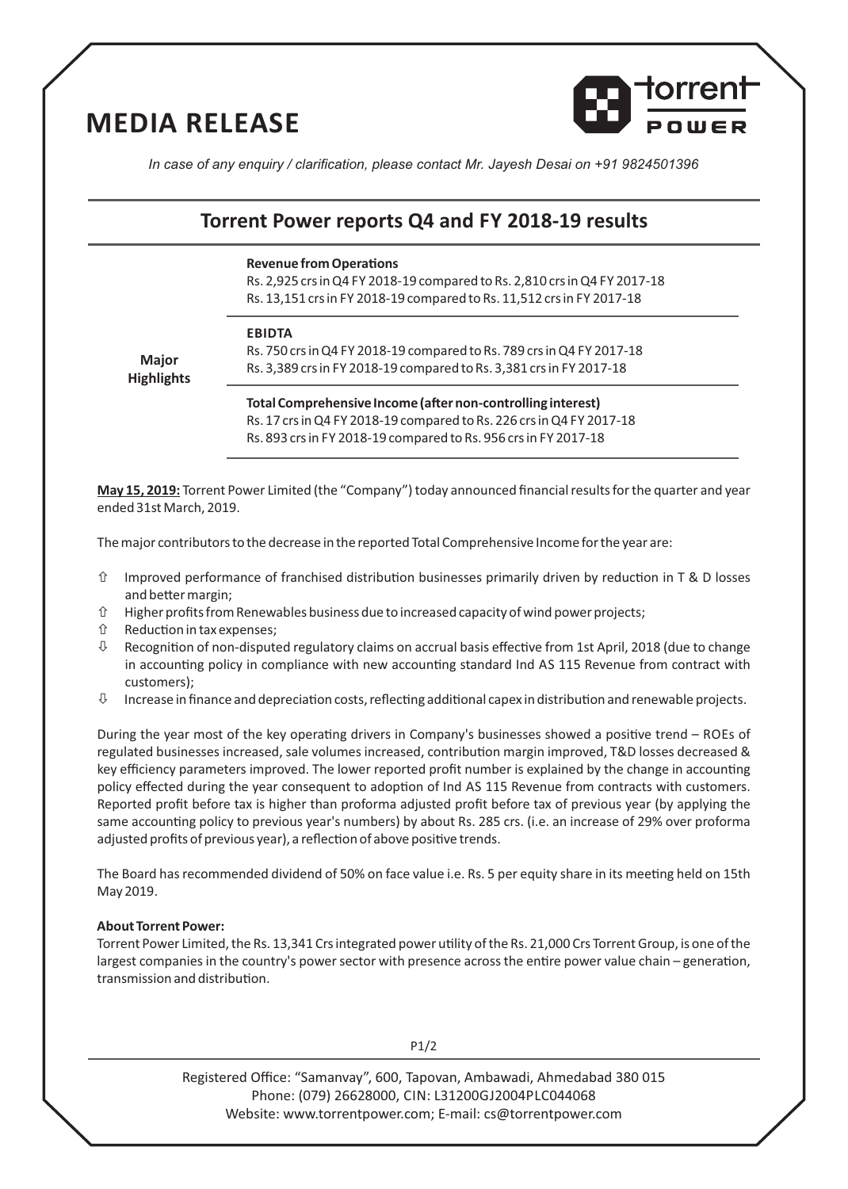# MEDIA RELEASE

*In case of any enquiry / clarification, please contact Mr. Jayesh Desai on +91 9824501396*

## Torrent Power reports Q4 and FY 2018-19 results

| Major Highlights | |
|---|---|
| | **Revenue from Operations**<br>Rs. 2,925 crs in Q4 FY 2018-19 compared to Rs. 2,810 crs in Q4 FY 2017-18<br>Rs. 13,151 crs in FY 2018-19 compared to Rs. 11,512 crs in FY 2017-18 |
| | **EBIDTA**<br>Rs. 750 crs in Q4 FY 2018-19 compared to Rs. 789 crs in Q4 FY 2017-18<br>Rs. 3,389 crs in FY 2018-19 compared to Rs. 3,381 crs in FY 2017-18 |
| | **Total Comprehensive Income (after non-controlling interest)**<br>Rs. 17 crs in Q4 FY 2018-19 compared to Rs. 226 crs in Q4 FY 2017-18<br>Rs. 893 crs in FY 2018-19 compared to Rs. 956 crs in FY 2017-18 |

**May 15, 2019:** Torrent Power Limited (the "Company") today announced financial results for the quarter and year ended 31st March, 2019.

The major contributors to the decrease in the reported Total Comprehensive Income for the year are:

- ⇧ Improved performance of franchised distribution businesses primarily driven by reduction in T & D losses and better margin;
- ⇧ Higher profits from Renewables business due to increased capacity of wind power projects;
- ⇧ Reduction in tax expenses;
- ⇩ Recognition of non-disputed regulatory claims on accrual basis effective from 1st April, 2018 (due to change in accounting policy in compliance with new accounting standard Ind AS 115 Revenue from contract with customers);
- ⇩ Increase in finance and depreciation costs, reflecting additional capex in distribution and renewable projects.

During the year most of the key operating drivers in Company's businesses showed a positive trend – ROEs of regulated businesses increased, sale volumes increased, contribution margin improved, T&D losses decreased & key efficiency parameters improved. The lower reported profit number is explained by the change in accounting policy effected during the year consequent to adoption of Ind AS 115 Revenue from contracts with customers. Reported profit before tax is higher than proforma adjusted profit before tax of previous year (by applying the same accounting policy to previous year's numbers) by about Rs. 285 crs. (i.e. an increase of 29% over proforma adjusted profits of previous year), a reflection of above positive trends.

The Board has recommended dividend of 50% on face value i.e. Rs. 5 per equity share in its meeting held on 15th May 2019.

**About Torrent Power:**

Torrent Power Limited, the Rs. 13,341 Crs integrated power utility of the Rs. 21,000 Crs Torrent Group, is one of the largest companies in the country's power sector with presence across the entire power value chain – generation, transmission and distribution.

Registered Office: "Samanvay", 600, Tapovan, Ambawadi, Ahmedabad 380 015
Phone: (079) 26628000, CIN: L31200GJ2004PLC044068
Website: www.torrentpower.com; E-mail: cs@torrentpower.com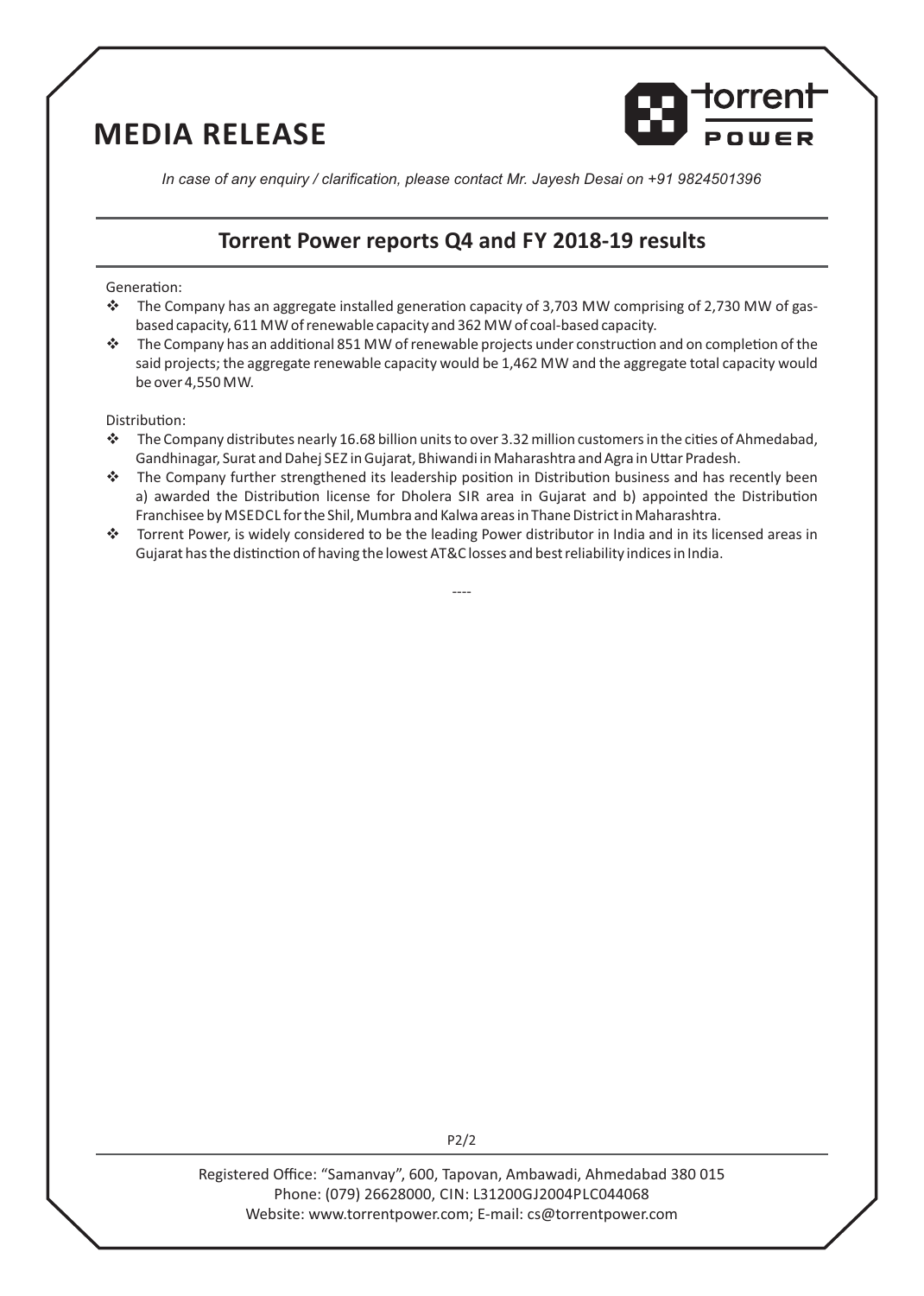# MEDIA RELEASE

*In case of any enquiry / clarification, please contact Mr. Jayesh Desai on +91 9824501396*

## Torrent Power reports Q4 and FY 2018-19 results

Generation:

- The Company has an aggregate installed generation capacity of 3,703 MW comprising of 2,730 MW of gas-based capacity, 611 MW of renewable capacity and 362 MW of coal-based capacity.
- The Company has an additional 851 MW of renewable projects under construction and on completion of the said projects; the aggregate renewable capacity would be 1,462 MW and the aggregate total capacity would be over 4,550 MW.

Distribution:

- The Company distributes nearly 16.68 billion units to over 3.32 million customers in the cities of Ahmedabad, Gandhinagar, Surat and Dahej SEZ in Gujarat, Bhiwandi in Maharashtra and Agra in Uttar Pradesh.
- The Company further strengthened its leadership position in Distribution business and has recently been a) awarded the Distribution license for Dholera SIR area in Gujarat and b) appointed the Distribution Franchisee by MSEDCL for the Shil, Mumbra and Kalwa areas in Thane District in Maharashtra.
- Torrent Power, is widely considered to be the leading Power distributor in India and in its licensed areas in Gujarat has the distinction of having the lowest AT&C losses and best reliability indices in India.

----

Registered Office: "Samanvay", 600, Tapovan, Ambawadi, Ahmedabad 380 015
Phone: (079) 26628000, CIN: L31200GJ2004PLC044068
Website: www.torrentpower.com; E-mail: cs@torrentpower.com